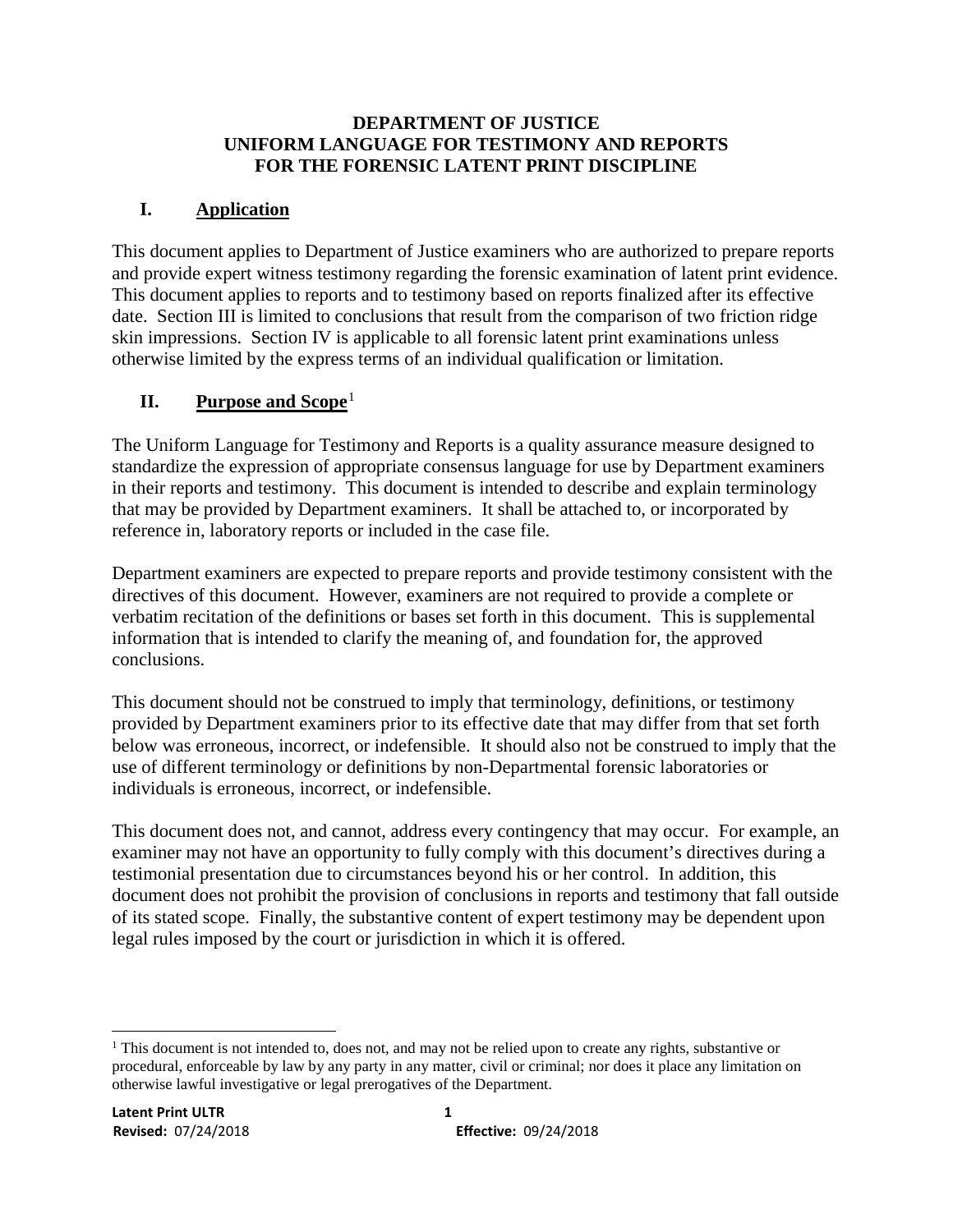# DEPARTMENT OF JUSTICE
# UNIFORM LANGUAGE FOR TESTIMONY AND REPORTS
# FOR THE FORENSIC LATENT PRINT DISCIPLINE

## I. Application

This document applies to Department of Justice examiners who are authorized to prepare reports and provide expert witness testimony regarding the forensic examination of latent print evidence. This document applies to reports and to testimony based on reports finalized after its effective date. Section III is limited to conclusions that result from the comparison of two friction ridge skin impressions. Section IV is applicable to all forensic latent print examinations unless otherwise limited by the express terms of an individual qualification or limitation.

## II. Purpose and Scope[1]

The Uniform Language for Testimony and Reports is a quality assurance measure designed to standardize the expression of appropriate consensus language for use by Department examiners in their reports and testimony. This document is intended to describe and explain terminology that may be provided by Department examiners. It shall be attached to, or incorporated by reference in, laboratory reports or included in the case file.

Department examiners are expected to prepare reports and provide testimony consistent with the directives of this document. However, examiners are not required to provide a complete or verbatim recitation of the definitions or bases set forth in this document. This is supplemental information that is intended to clarify the meaning of, and foundation for, the approved conclusions.

This document should not be construed to imply that terminology, definitions, or testimony provided by Department examiners prior to its effective date that may differ from that set forth below was erroneous, incorrect, or indefensible. It should also not be construed to imply that the use of different terminology or definitions by non-Departmental forensic laboratories or individuals is erroneous, incorrect, or indefensible.

This document does not, and cannot, address every contingency that may occur. For example, an examiner may not have an opportunity to fully comply with this document's directives during a testimonial presentation due to circumstances beyond his or her control. In addition, this document does not prohibit the provision of conclusions in reports and testimony that fall outside of its stated scope. Finally, the substantive content of expert testimony may be dependent upon legal rules imposed by the court or jurisdiction in which it is offered.

---

[1] This document is not intended to, does not, and may not be relied upon to create any rights, substantive or procedural, enforceable by law by any party in any matter, civil or criminal; nor does it place any limitation on otherwise lawful investigative or legal prerogatives of the Department.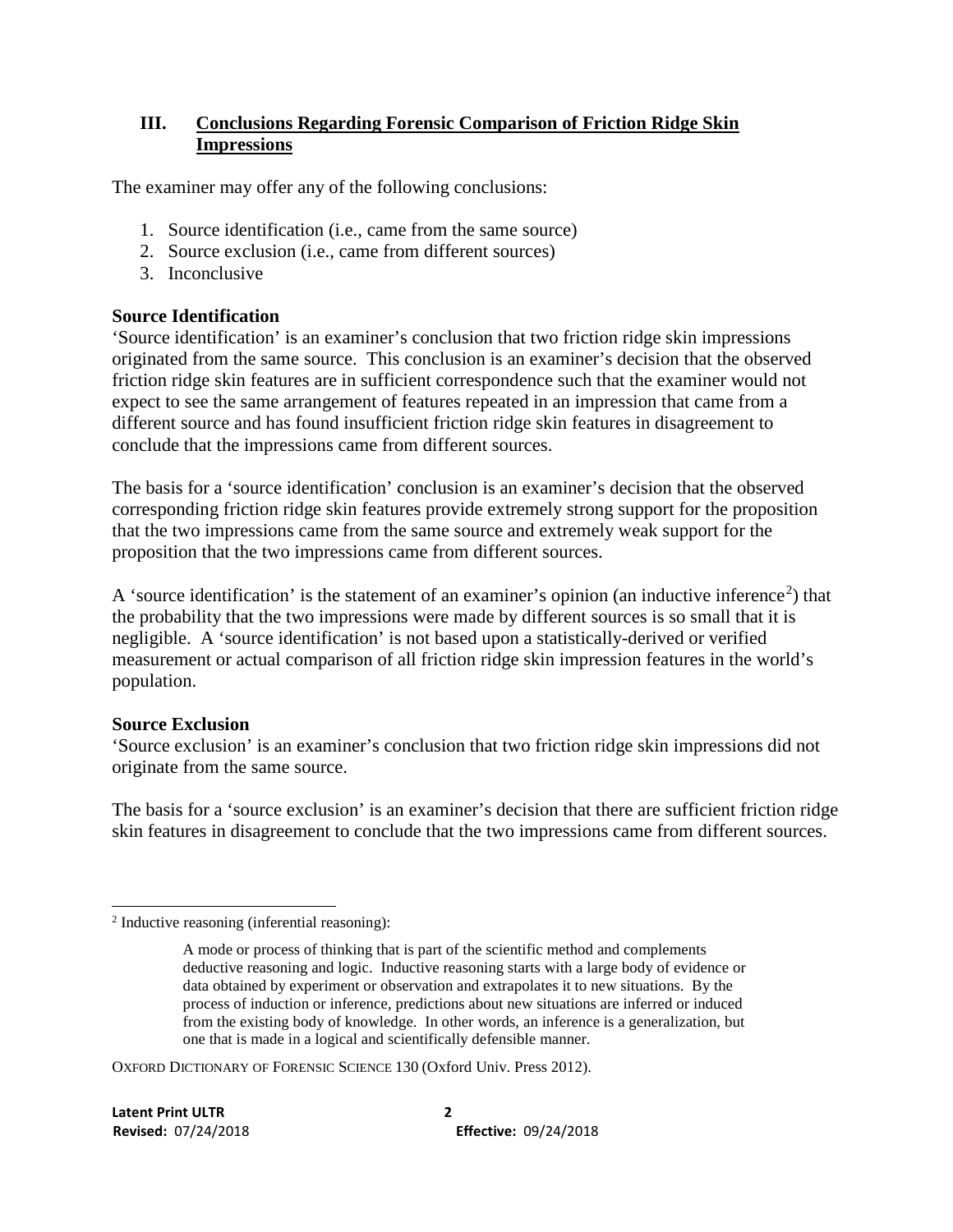## III. Conclusions Regarding Forensic Comparison of Friction Ridge Skin Impressions

The examiner may offer any of the following conclusions:

1. Source identification (i.e., came from the same source)
2. Source exclusion (i.e., came from different sources)
3. Inconclusive

**Source Identification**

'Source identification' is an examiner's conclusion that two friction ridge skin impressions originated from the same source. This conclusion is an examiner's decision that the observed friction ridge skin features are in sufficient correspondence such that the examiner would not expect to see the same arrangement of features repeated in an impression that came from a different source and has found insufficient friction ridge skin features in disagreement to conclude that the impressions came from different sources.

The basis for a 'source identification' conclusion is an examiner's decision that the observed corresponding friction ridge skin features provide extremely strong support for the proposition that the two impressions came from the same source and extremely weak support for the proposition that the two impressions came from different sources.

A 'source identification' is the statement of an examiner's opinion (an inductive inference[2]) that the probability that the two impressions were made by different sources is so small that it is negligible. A 'source identification' is not based upon a statistically-derived or verified measurement or actual comparison of all friction ridge skin impression features in the world's population.

**Source Exclusion**

'Source exclusion' is an examiner's conclusion that two friction ridge skin impressions did not originate from the same source.

The basis for a 'source exclusion' is an examiner's decision that there are sufficient friction ridge skin features in disagreement to conclude that the two impressions came from different sources.

---

[2] Inductive reasoning (inferential reasoning):

> A mode or process of thinking that is part of the scientific method and complements deductive reasoning and logic. Inductive reasoning starts with a large body of evidence or data obtained by experiment or observation and extrapolates it to new situations. By the process of induction or inference, predictions about new situations are inferred or induced from the existing body of knowledge. In other words, an inference is a generalization, but one that is made in a logical and scientifically defensible manner.

OXFORD DICTIONARY OF FORENSIC SCIENCE 130 (Oxford Univ. Press 2012).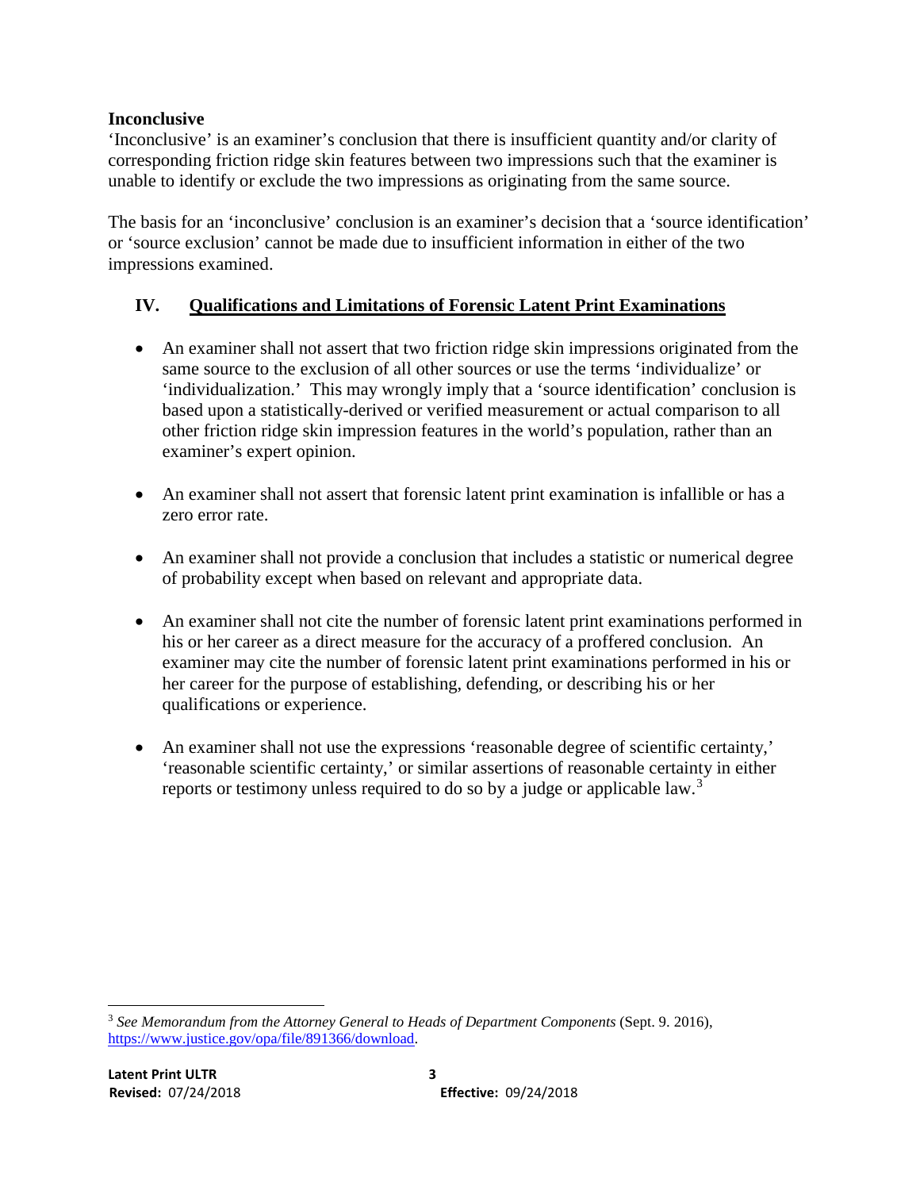**Inconclusive**

'Inconclusive' is an examiner's conclusion that there is insufficient quantity and/or clarity of corresponding friction ridge skin features between two impressions such that the examiner is unable to identify or exclude the two impressions as originating from the same source.

The basis for an 'inconclusive' conclusion is an examiner's decision that a 'source identification' or 'source exclusion' cannot be made due to insufficient information in either of the two impressions examined.

## IV. Qualifications and Limitations of Forensic Latent Print Examinations

- An examiner shall not assert that two friction ridge skin impressions originated from the same source to the exclusion of all other sources or use the terms 'individualize' or 'individualization.' This may wrongly imply that a 'source identification' conclusion is based upon a statistically-derived or verified measurement or actual comparison to all other friction ridge skin impression features in the world's population, rather than an examiner's expert opinion.

- An examiner shall not assert that forensic latent print examination is infallible or has a zero error rate.

- An examiner shall not provide a conclusion that includes a statistic or numerical degree of probability except when based on relevant and appropriate data.

- An examiner shall not cite the number of forensic latent print examinations performed in his or her career as a direct measure for the accuracy of a proffered conclusion. An examiner may cite the number of forensic latent print examinations performed in his or her career for the purpose of establishing, defending, or describing his or her qualifications or experience.

- An examiner shall not use the expressions 'reasonable degree of scientific certainty,' 'reasonable scientific certainty,' or similar assertions of reasonable certainty in either reports or testimony unless required to do so by a judge or applicable law.[3]

---

[3] *See Memorandum from the Attorney General to Heads of Department Components* (Sept. 9. 2016), https://www.justice.gov/opa/file/891366/download.